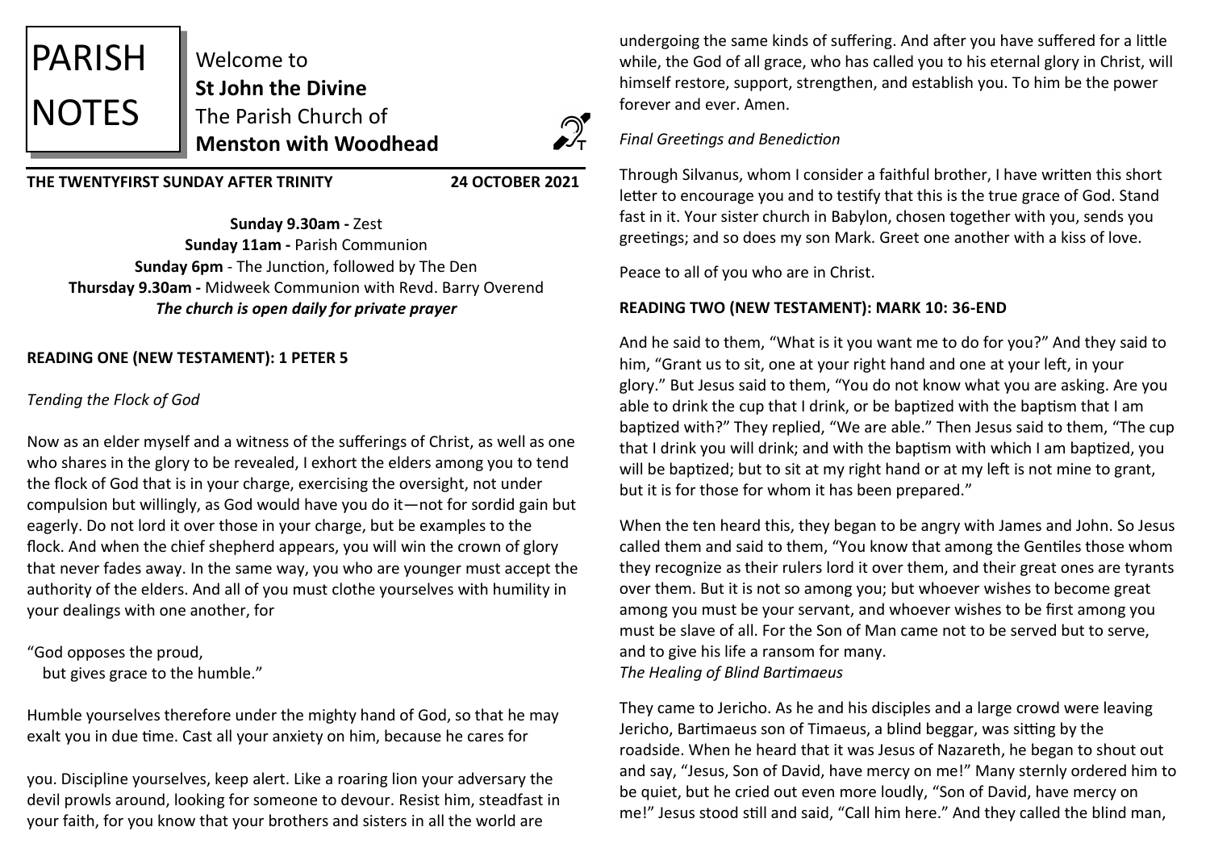# PARISH NOTES

Welcome to
**St John the Divine**
The Parish Church of
**Menston with Woodhead**

**THE TWENTYFIRST SUNDAY AFTER TRINITY** **24 OCTOBER 2021**

**Sunday 9.30am -** Zest
**Sunday 11am -** Parish Communion
**Sunday 6pm** - The Junction, followed by The Den
**Thursday 9.30am -** Midweek Communion with Revd. Barry Overend
***The church is open daily for private prayer***

**READING ONE (NEW TESTAMENT): 1 PETER 5**

*Tending the Flock of God*

Now as an elder myself and a witness of the sufferings of Christ, as well as one who shares in the glory to be revealed, I exhort the elders among you to tend the flock of God that is in your charge, exercising the oversight, not under compulsion but willingly, as God would have you do it—not for sordid gain but eagerly. Do not lord it over those in your charge, but be examples to the flock. And when the chief shepherd appears, you will win the crown of glory that never fades away. In the same way, you who are younger must accept the authority of the elders. And all of you must clothe yourselves with humility in your dealings with one another, for

"God opposes the proud,
 but gives grace to the humble."

Humble yourselves therefore under the mighty hand of God, so that he may exalt you in due time. Cast all your anxiety on him, because he cares for you. Discipline yourselves, keep alert. Like a roaring lion your adversary the devil prowls around, looking for someone to devour. Resist him, steadfast in your faith, for you know that your brothers and sisters in all the world are undergoing the same kinds of suffering. And after you have suffered for a little while, the God of all grace, who has called you to his eternal glory in Christ, will himself restore, support, strengthen, and establish you. To him be the power forever and ever. Amen.

*Final Greetings and Benediction*

Through Silvanus, whom I consider a faithful brother, I have written this short letter to encourage you and to testify that this is the true grace of God. Stand fast in it. Your sister church in Babylon, chosen together with you, sends you greetings; and so does my son Mark. Greet one another with a kiss of love.

Peace to all of you who are in Christ.

**READING TWO (NEW TESTAMENT): MARK 10: 36-END**

And he said to them, "What is it you want me to do for you?" And they said to him, "Grant us to sit, one at your right hand and one at your left, in your glory." But Jesus said to them, "You do not know what you are asking. Are you able to drink the cup that I drink, or be baptized with the baptism that I am baptized with?" They replied, "We are able." Then Jesus said to them, "The cup that I drink you will drink; and with the baptism with which I am baptized, you will be baptized; but to sit at my right hand or at my left is not mine to grant, but it is for those for whom it has been prepared."

When the ten heard this, they began to be angry with James and John. So Jesus called them and said to them, "You know that among the Gentiles those whom they recognize as their rulers lord it over them, and their great ones are tyrants over them. But it is not so among you; but whoever wishes to become great among you must be your servant, and whoever wishes to be first among you must be slave of all. For the Son of Man came not to be served but to serve, and to give his life a ransom for many.

*The Healing of Blind Bartimaeus*

They came to Jericho. As he and his disciples and a large crowd were leaving Jericho, Bartimaeus son of Timaeus, a blind beggar, was sitting by the roadside. When he heard that it was Jesus of Nazareth, he began to shout out and say, "Jesus, Son of David, have mercy on me!" Many sternly ordered him to be quiet, but he cried out even more loudly, "Son of David, have mercy on me!" Jesus stood still and said, "Call him here." And they called the blind man,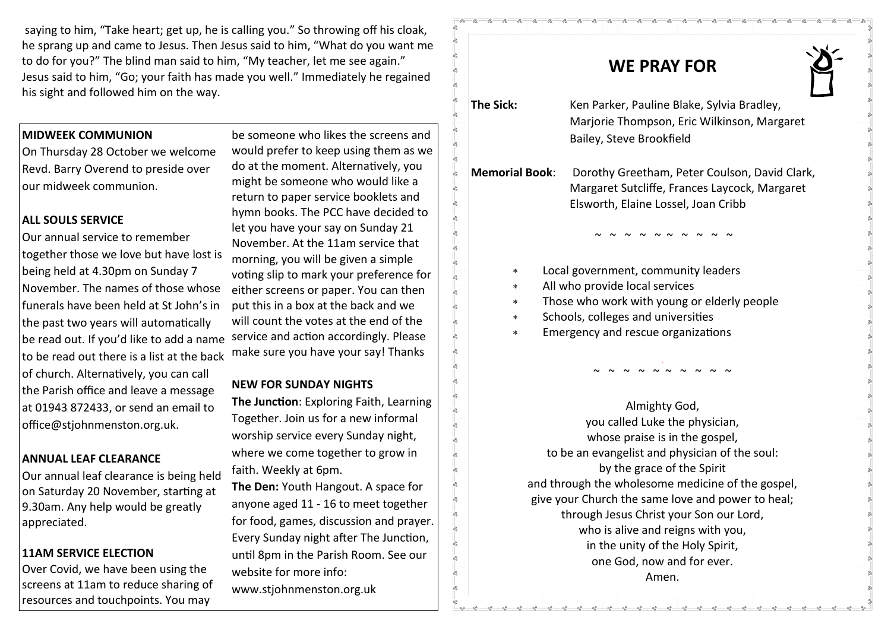saying to him, "Take heart; get up, he is calling you." So throwing off his cloak, he sprang up and came to Jesus. Then Jesus said to him, "What do you want me to do for you?" The blind man said to him, "My teacher, let me see again." Jesus said to him, "Go; your faith has made you well." Immediately he regained his sight and followed him on the way.

**MIDWEEK COMMUNION**

On Thursday 28 October we welcome Revd. Barry Overend to preside over our midweek communion.

**ALL SOULS SERVICE**

Our annual service to remember together those we love but have lost is being held at 4.30pm on Sunday 7 November. The names of those whose funerals have been held at St John's in the past two years will automatically be read out. If you'd like to add a name to be read out there is a list at the back of church. Alternatively, you can call the Parish office and leave a message at 01943 872433, or send an email to office@stjohnmenston.org.uk.

**ANNUAL LEAF CLEARANCE**

Our annual leaf clearance is being held on Saturday 20 November, starting at 9.30am. Any help would be greatly appreciated.

**11AM SERVICE ELECTION**

Over Covid, we have been using the screens at 11am to reduce sharing of resources and touchpoints. You may be someone who likes the screens and would prefer to keep using them as we do at the moment. Alternatively, you might be someone who would like a return to paper service booklets and hymn books. The PCC have decided to let you have your say on Sunday 21 November. At the 11am service that morning, you will be given a simple voting slip to mark your preference for either screens or paper. You can then put this in a box at the back and we will count the votes at the end of the service and action accordingly. Please make sure you have your say! Thanks

**NEW FOR SUNDAY NIGHTS**

**The Junction**: Exploring Faith, Learning Together. Join us for a new informal worship service every Sunday night, where we come together to grow in faith. Weekly at 6pm.

**The Den:** Youth Hangout. A space for anyone aged 11 - 16 to meet together for food, games, discussion and prayer. Every Sunday night after The Junction, until 8pm in the Parish Room. See our website for more info: www.stjohnmenston.org.uk

## WE PRAY FOR

**The Sick:** Ken Parker, Pauline Blake, Sylvia Bradley, Marjorie Thompson, Eric Wilkinson, Margaret Bailey, Steve Brookfield

**Memorial Book**: Dorothy Greetham, Peter Coulson, David Clark, Margaret Sutcliffe, Frances Laycock, Margaret Elsworth, Elaine Lossel, Joan Cribb

~ ~ ~ ~ ~ ~ ~ ~ ~ ~

* Local government, community leaders
* All who provide local services
* Those who work with young or elderly people
* Schools, colleges and universities
* Emergency and rescue organizations

~ ~ ~ ~ ~ ~ ~ ~ ~ ~

Almighty God,
you called Luke the physician,
whose praise is in the gospel,
to be an evangelist and physician of the soul:
by the grace of the Spirit
and through the wholesome medicine of the gospel,
give your Church the same love and power to heal;
through Jesus Christ your Son our Lord,
who is alive and reigns with you,
in the unity of the Holy Spirit,
one God, now and for ever.
Amen.